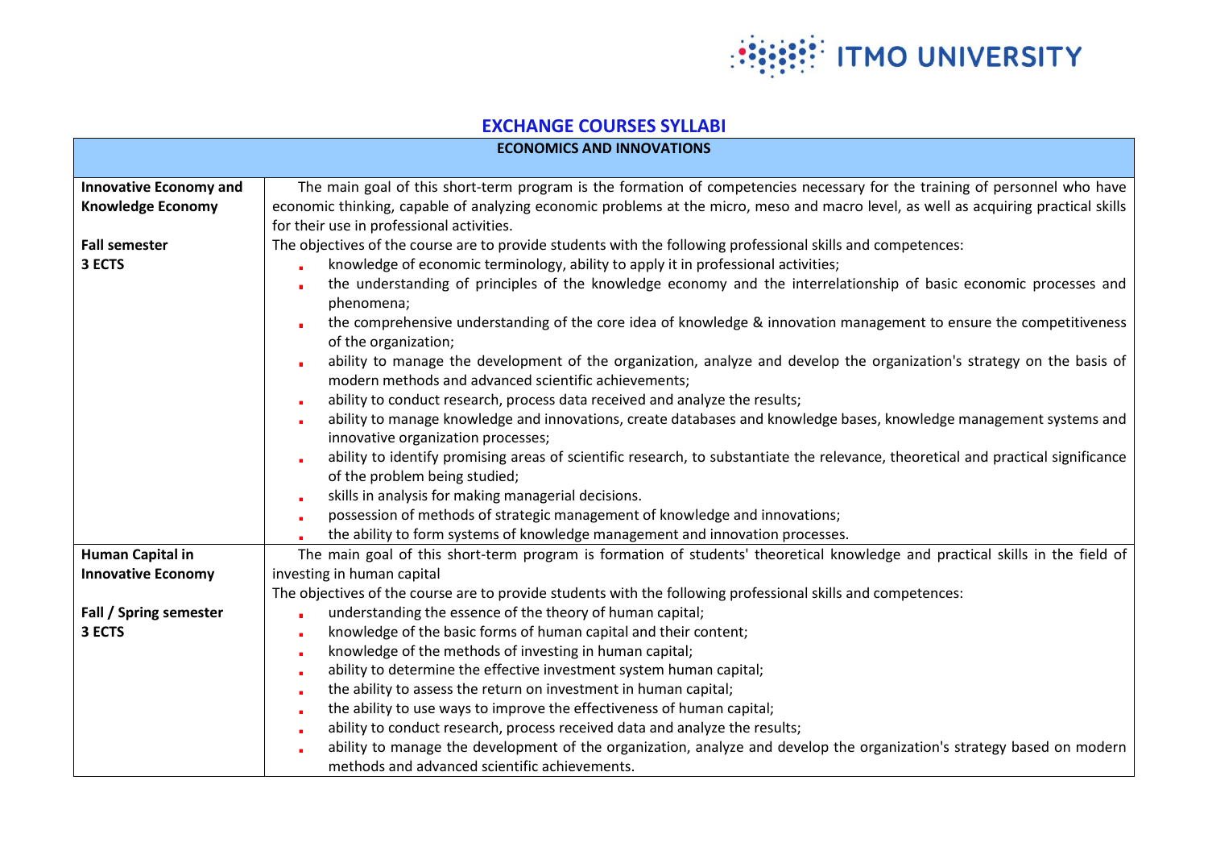# EXCHANGE COURSES SYLLABI

| ECONOMICS AND INNOVATIONS | |
|---|---|
| **Innovative Economy and Knowledge Economy**<br><br>**Fall semester**<br>**3 ECTS** | The main goal of this short-term program is the formation of competencies necessary for the training of personnel who have economic thinking, capable of analyzing economic problems at the micro, meso and macro level, as well as acquiring practical skills for their use in professional activities.<br>The objectives of the course are to provide students with the following professional skills and competences:<br>- knowledge of economic terminology, ability to apply it in professional activities;<br>- the understanding of principles of the knowledge economy and the interrelationship of basic economic processes and phenomena;<br>- the comprehensive understanding of the core idea of knowledge & innovation management to ensure the competitiveness of the organization;<br>- ability to manage the development of the organization, analyze and develop the organization's strategy on the basis of modern methods and advanced scientific achievements;<br>- ability to conduct research, process data received and analyze the results;<br>- ability to manage knowledge and innovations, create databases and knowledge bases, knowledge management systems and innovative organization processes;<br>- ability to identify promising areas of scientific research, to substantiate the relevance, theoretical and practical significance of the problem being studied;<br>- skills in analysis for making managerial decisions.<br>- possession of methods of strategic management of knowledge and innovations;<br>- the ability to form systems of knowledge management and innovation processes. |
| **Human Capital in Innovative Economy**<br><br>**Fall / Spring semester**<br>**3 ECTS** | The main goal of this short-term program is formation of students' theoretical knowledge and practical skills in the field of investing in human capital<br>The objectives of the course are to provide students with the following professional skills and competences:<br>- understanding the essence of the theory of human capital;<br>- knowledge of the basic forms of human capital and their content;<br>- knowledge of the methods of investing in human capital;<br>- ability to determine the effective investment system human capital;<br>- the ability to assess the return on investment in human capital;<br>- the ability to use ways to improve the effectiveness of human capital;<br>- ability to conduct research, process received data and analyze the results;<br>- ability to manage the development of the organization, analyze and develop the organization's strategy based on modern methods and advanced scientific achievements. |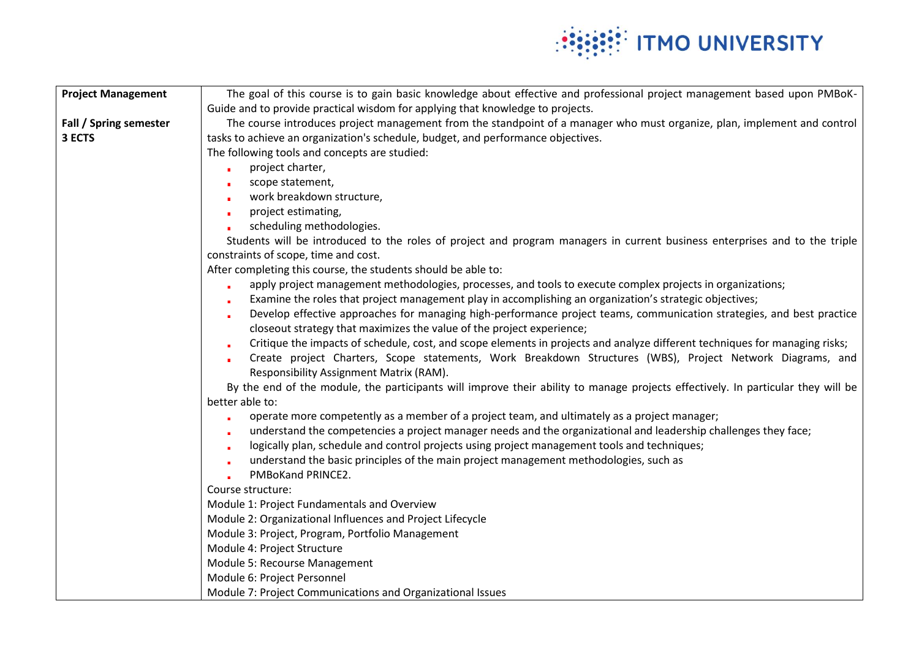| | |
|---|---|
| **Project Management**<br><br>**Fall / Spring semester**<br>**3 ECTS** | The goal of this course is to gain basic knowledge about effective and professional project management based upon PMBoK-Guide and to provide practical wisdom for applying that knowledge to projects.<br>The course introduces project management from the standpoint of a manager who must organize, plan, implement and control tasks to achieve an organization's schedule, budget, and performance objectives.<br>The following tools and concepts are studied:<br>- project charter,<br>- scope statement,<br>- work breakdown structure,<br>- project estimating,<br>- scheduling methodologies.<br>Students will be introduced to the roles of project and program managers in current business enterprises and to the triple constraints of scope, time and cost.<br>After completing this course, the students should be able to:<br>- apply project management methodologies, processes, and tools to execute complex projects in organizations;<br>- Examine the roles that project management play in accomplishing an organization's strategic objectives;<br>- Develop effective approaches for managing high-performance project teams, communication strategies, and best practice closeout strategy that maximizes the value of the project experience;<br>- Critique the impacts of schedule, cost, and scope elements in projects and analyze different techniques for managing risks;<br>- Create project Charters, Scope statements, Work Breakdown Structures (WBS), Project Network Diagrams, and Responsibility Assignment Matrix (RAM).<br>By the end of the module, the participants will improve their ability to manage projects effectively. In particular they will be better able to:<br>- operate more competently as a member of a project team, and ultimately as a project manager;<br>- understand the competencies a project manager needs and the organizational and leadership challenges they face;<br>- logically plan, schedule and control projects using project management tools and techniques;<br>- understand the basic principles of the main project management methodologies, such as<br>- PMBoKand PRINCE2.<br>Course structure:<br>Module 1: Project Fundamentals and Overview<br>Module 2: Organizational Influences and Project Lifecycle<br>Module 3: Project, Program, Portfolio Management<br>Module 4: Project Structure<br>Module 5: Recourse Management<br>Module 6: Project Personnel<br>Module 7: Project Communications and Organizational Issues |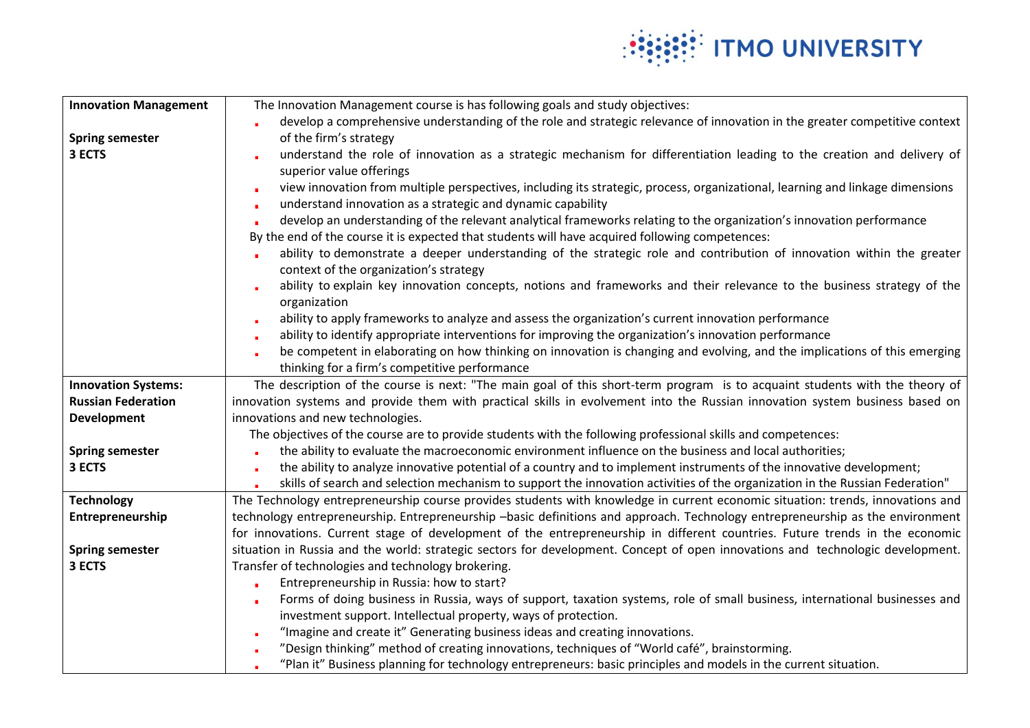| | |
|---|---|
| **Innovation Management**<br><br>**Spring semester**<br>**3 ECTS** | The Innovation Management course is has following goals and study objectives:<br>- develop a comprehensive understanding of the role and strategic relevance of innovation in the greater competitive context of the firm's strategy<br>- understand the role of innovation as a strategic mechanism for differentiation leading to the creation and delivery of superior value offerings<br>- view innovation from multiple perspectives, including its strategic, process, organizational, learning and linkage dimensions<br>- understand innovation as a strategic and dynamic capability<br>- develop an understanding of the relevant analytical frameworks relating to the organization's innovation performance<br>By the end of the course it is expected that students will have acquired following competences:<br>- ability to demonstrate a deeper understanding of the strategic role and contribution of innovation within the greater context of the organization's strategy<br>- ability to explain key innovation concepts, notions and frameworks and their relevance to the business strategy of the organization<br>- ability to apply frameworks to analyze and assess the organization's current innovation performance<br>- ability to identify appropriate interventions for improving the organization's innovation performance<br>- be competent in elaborating on how thinking on innovation is changing and evolving, and the implications of this emerging thinking for a firm's competitive performance |
| **Innovation Systems: Russian Federation Development**<br><br>**Spring semester**<br>**3 ECTS** | The description of the course is next: "The main goal of this short-term program is to acquaint students with the theory of innovation systems and provide them with practical skills in evolvement into the Russian innovation system business based on innovations and new technologies.<br>The objectives of the course are to provide students with the following professional skills and competences:<br>- the ability to evaluate the macroeconomic environment influence on the business and local authorities;<br>- the ability to analyze innovative potential of a country and to implement instruments of the innovative development;<br>- skills of search and selection mechanism to support the innovation activities of the organization in the Russian Federation" |
| **Technology Entrepreneurship**<br><br>**Spring semester**<br>**3 ECTS** | The Technology entrepreneurship course provides students with knowledge in current economic situation: trends, innovations and technology entrepreneurship. Entrepreneurship –basic definitions and approach. Technology entrepreneurship as the environment for innovations. Current stage of development of the entrepreneurship in different countries. Future trends in the economic situation in Russia and the world: strategic sectors for development. Concept of open innovations and technologic development. Transfer of technologies and technology brokering.<br>- Entrepreneurship in Russia: how to start?<br>- Forms of doing business in Russia, ways of support, taxation systems, role of small business, international businesses and investment support. Intellectual property, ways of protection.<br>- "Imagine and create it" Generating business ideas and creating innovations.<br>- "Design thinking" method of creating innovations, techniques of "World café", brainstorming.<br>- "Plan it" Business planning for technology entrepreneurs: basic principles and models in the current situation. |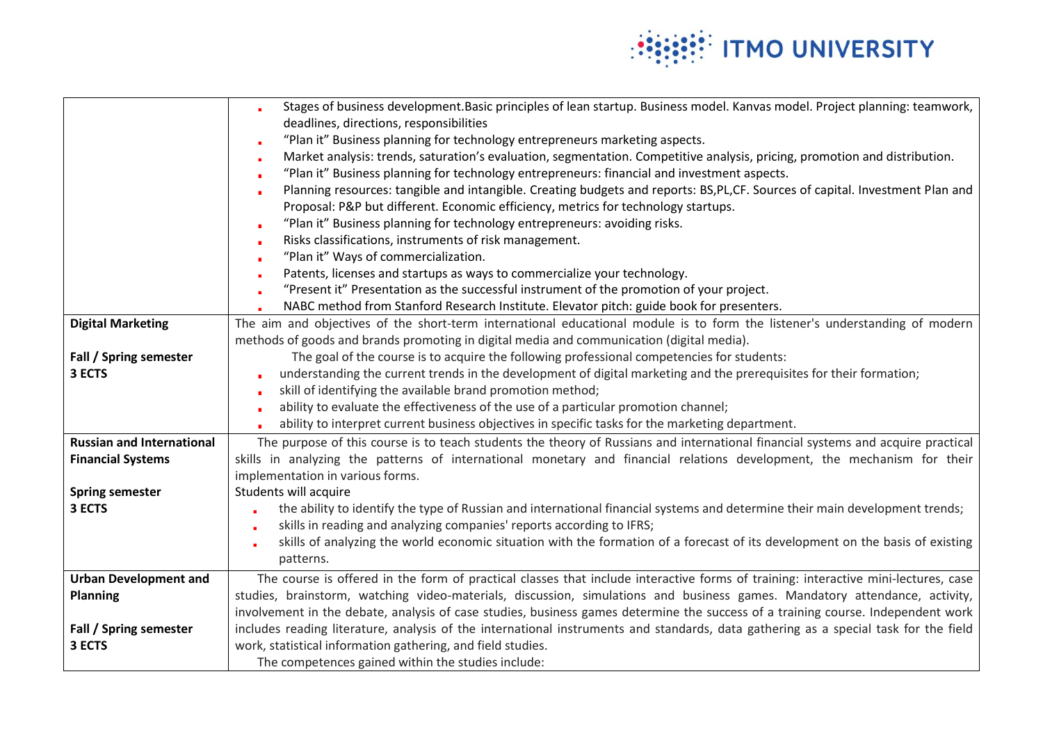| | |
|---|---|
| | - Stages of business development.Basic principles of lean startup. Business model. Kanvas model. Project planning: teamwork, deadlines, directions, responsibilities<br>- "Plan it" Business planning for technology entrepreneurs marketing aspects.<br>- Market analysis: trends, saturation's evaluation, segmentation. Competitive analysis, pricing, promotion and distribution.<br>- "Plan it" Business planning for technology entrepreneurs: financial and investment aspects.<br>- Planning resources: tangible and intangible. Creating budgets and reports: BS,PL,CF. Sources of capital. Investment Plan and Proposal: P&P but different. Economic efficiency, metrics for technology startups.<br>- "Plan it" Business planning for technology entrepreneurs: avoiding risks.<br>- Risks classifications, instruments of risk management.<br>- "Plan it" Ways of commercialization.<br>- Patents, licenses and startups as ways to commercialize your technology.<br>- "Present it" Presentation as the successful instrument of the promotion of your project.<br>- NABC method from Stanford Research Institute. Elevator pitch: guide book for presenters. |
| **Digital Marketing**<br><br>**Fall / Spring semester**<br>**3 ECTS** | The aim and objectives of the short-term international educational module is to form the listener's understanding of modern methods of goods and brands promoting in digital media and communication (digital media).<br>The goal of the course is to acquire the following professional competencies for students:<br>- understanding the current trends in the development of digital marketing and the prerequisites for their formation;<br>- skill of identifying the available brand promotion method;<br>- ability to evaluate the effectiveness of the use of a particular promotion channel;<br>- ability to interpret current business objectives in specific tasks for the marketing department. |
| **Russian and International Financial Systems**<br><br>**Spring semester**<br>**3 ECTS** | The purpose of this course is to teach students the theory of Russians and international financial systems and acquire practical skills in analyzing the patterns of international monetary and financial relations development, the mechanism for their implementation in various forms.<br>Students will acquire<br>- the ability to identify the type of Russian and international financial systems and determine their main development trends;<br>- skills in reading and analyzing companies' reports according to IFRS;<br>- skills of analyzing the world economic situation with the formation of a forecast of its development on the basis of existing patterns. |
| **Urban Development and Planning**<br><br>**Fall / Spring semester**<br>**3 ECTS** | The course is offered in the form of practical classes that include interactive forms of training: interactive mini-lectures, case studies, brainstorm, watching video-materials, discussion, simulations and business games. Mandatory attendance, activity, involvement in the debate, analysis of case studies, business games determine the success of a training course. Independent work includes reading literature, analysis of the international instruments and standards, data gathering as a special task for the field work, statistical information gathering, and field studies.<br>The competences gained within the studies include: |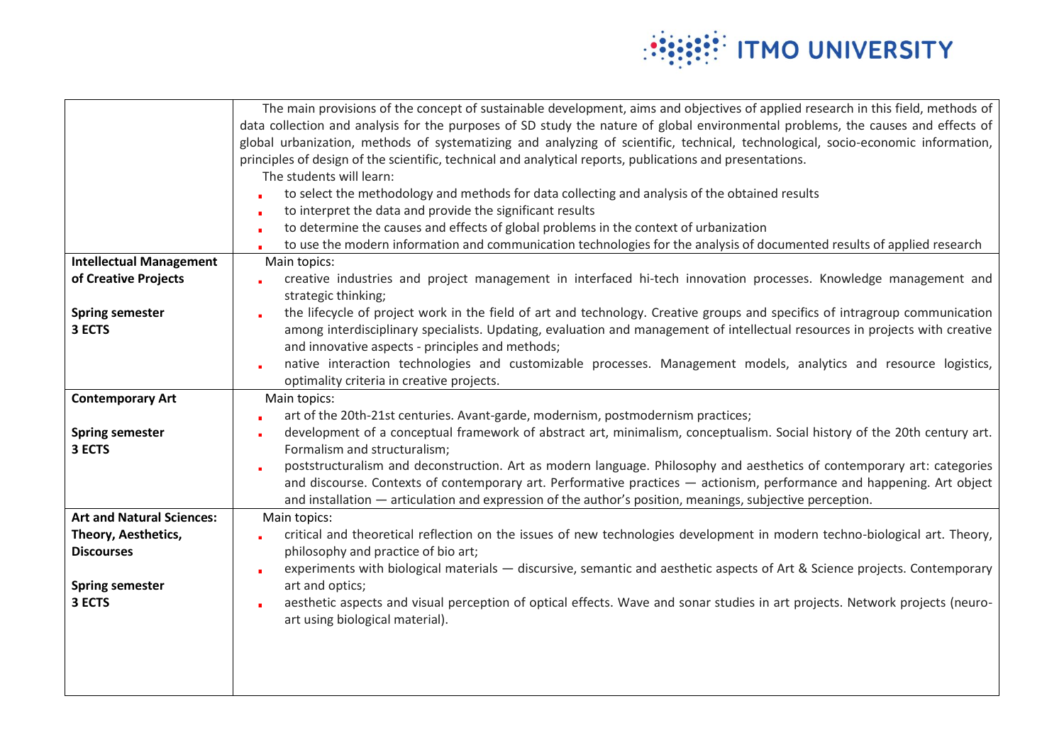| | |
|---|---|
| | The main provisions of the concept of sustainable development, aims and objectives of applied research in this field, methods of data collection and analysis for the purposes of SD study the nature of global environmental problems, the causes and effects of global urbanization, methods of systematizing and analyzing of scientific, technical, technological, socio-economic information, principles of design of the scientific, technical and analytical reports, publications and presentations.<br>The students will learn:<br>▪ to select the methodology and methods for data collecting and analysis of the obtained results<br>▪ to interpret the data and provide the significant results<br>▪ to determine the causes and effects of global problems in the context of urbanization<br>▪ to use the modern information and communication technologies for the analysis of documented results of applied research |
| **Intellectual Management of Creative Projects**<br><br>**Spring semester**<br>**3 ECTS** | Main topics:<br>▪ creative industries and project management in interfaced hi-tech innovation processes. Knowledge management and strategic thinking;<br>▪ the lifecycle of project work in the field of art and technology. Creative groups and specifics of intragroup communication among interdisciplinary specialists. Updating, evaluation and management of intellectual resources in projects with creative and innovative aspects - principles and methods;<br>▪ native interaction technologies and customizable processes. Management models, analytics and resource logistics, optimality criteria in creative projects. |
| **Contemporary Art**<br><br>**Spring semester**<br>**3 ECTS** | Main topics:<br>▪ art of the 20th-21st centuries. Avant-garde, modernism, postmodernism practices;<br>▪ development of a conceptual framework of abstract art, minimalism, conceptualism. Social history of the 20th century art. Formalism and structuralism;<br>▪ poststructuralism and deconstruction. Art as modern language. Philosophy and aesthetics of contemporary art: categories and discourse. Contexts of contemporary art. Performative practices — actionism, performance and happening. Art object and installation — articulation and expression of the author's position, meanings, subjective perception. |
| **Art and Natural Sciences: Theory, Aesthetics, Discourses**<br><br>**Spring semester**<br>**3 ECTS** | Main topics:<br>▪ critical and theoretical reflection on the issues of new technologies development in modern techno-biological art. Theory, philosophy and practice of bio art;<br>▪ experiments with biological materials — discursive, semantic and aesthetic aspects of Art & Science projects. Contemporary art and optics;<br>▪ aesthetic aspects and visual perception of optical effects. Wave and sonar studies in art projects. Network projects (neuro-art using biological material). |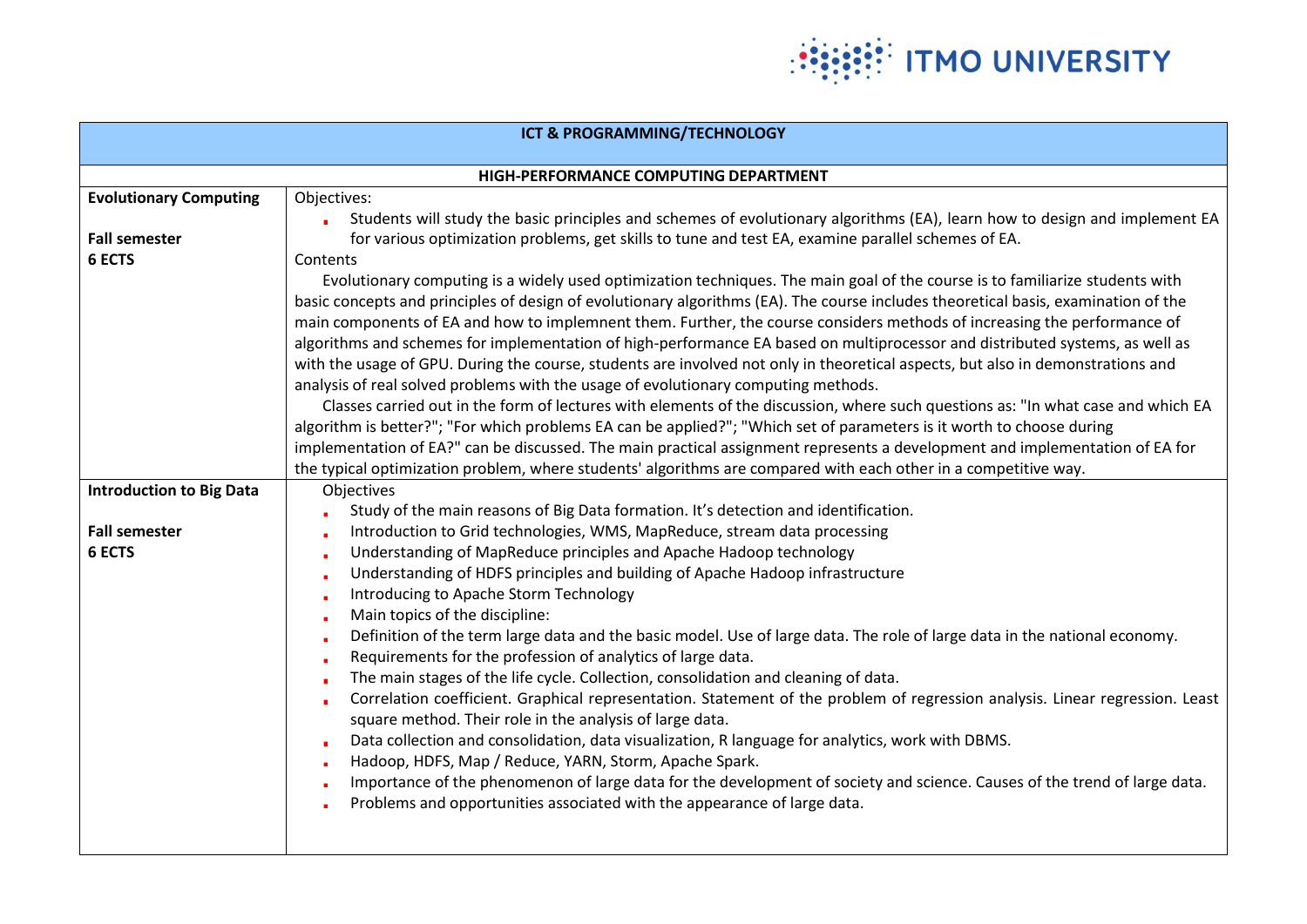| ICT & PROGRAMMING/TECHNOLOGY | |
|---|---|
| **HIGH-PERFORMANCE COMPUTING DEPARTMENT** | |
| **Evolutionary Computing**<br><br>**Fall semester**<br>**6 ECTS** | Objectives:<br>- Students will study the basic principles and schemes of evolutionary algorithms (EA), learn how to design and implement EA for various optimization problems, get skills to tune and test EA, examine parallel schemes of EA.<br><br>Contents<br>Evolutionary computing is a widely used optimization techniques. The main goal of the course is to familiarize students with basic concepts and principles of design of evolutionary algorithms (EA). The course includes theoretical basis, examination of the main components of EA and how to implemnent them. Further, the course considers methods of increasing the performance of algorithms and schemes for implementation of high-performance EA based on multiprocessor and distributed systems, as well as with the usage of GPU. During the course, students are involved not only in theoretical aspects, but also in demonstrations and analysis of real solved problems with the usage of evolutionary computing methods.<br>Classes carried out in the form of lectures with elements of the discussion, where such questions as: "In what case and which EA algorithm is better?"; "For which problems EA can be applied?"; "Which set of parameters is it worth to choose during implementation of EA?" can be discussed. The main practical assignment represents a development and implementation of EA for the typical optimization problem, where students' algorithms are compared with each other in a competitive way. |
| **Introduction to Big Data**<br><br>**Fall semester**<br>**6 ECTS** | Objectives<br>- Study of the main reasons of Big Data formation. It's detection and identification.<br>- Introduction to Grid technologies, WMS, MapReduce, stream data processing<br>- Understanding of MapReduce principles and Apache Hadoop technology<br>- Understanding of HDFS principles and building of Apache Hadoop infrastructure<br>- Introducing to Apache Storm Technology<br>- Main topics of the discipline:<br>- Definition of the term large data and the basic model. Use of large data. The role of large data in the national economy.<br>- Requirements for the profession of analytics of large data.<br>- The main stages of the life cycle. Collection, consolidation and cleaning of data.<br>- Correlation coefficient. Graphical representation. Statement of the problem of regression analysis. Linear regression. Least square method. Their role in the analysis of large data.<br>- Data collection and consolidation, data visualization, R language for analytics, work with DBMS.<br>- Hadoop, HDFS, Map / Reduce, YARN, Storm, Apache Spark.<br>- Importance of the phenomenon of large data for the development of society and science. Causes of the trend of large data.<br>- Problems and opportunities associated with the appearance of large data. |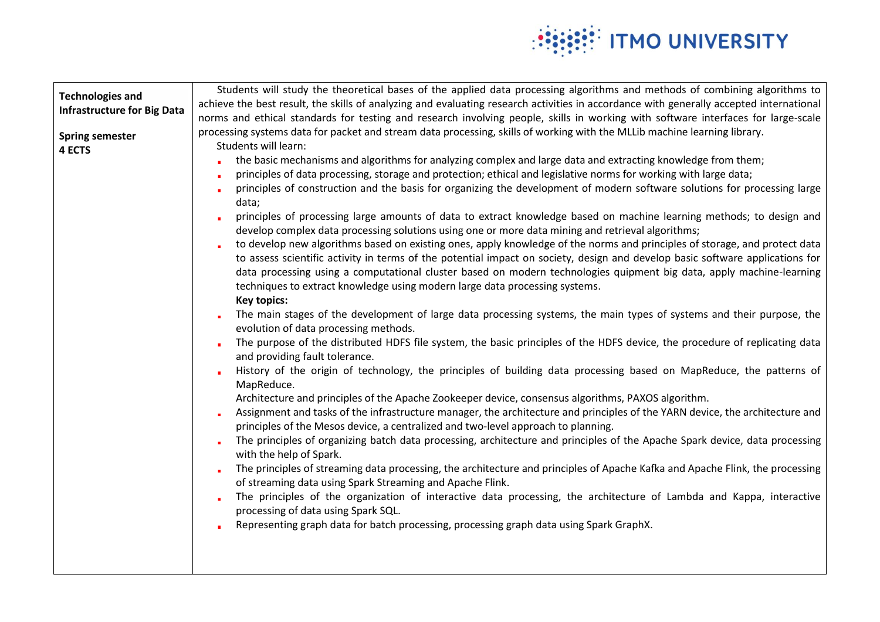| **Technologies and Infrastructure for Big Data**<br><br>**Spring semester**<br>**4 ECTS** | Students will study the theoretical bases of the applied data processing algorithms and methods of combining algorithms to achieve the best result, the skills of analyzing and evaluating research activities in accordance with generally accepted international norms and ethical standards for testing and research involving people, skills in working with software interfaces for large-scale processing systems data for packet and stream data processing, skills of working with the MLLib machine learning library.<br>Students will learn:<br>- the basic mechanisms and algorithms for analyzing complex and large data and extracting knowledge from them;<br>- principles of data processing, storage and protection; ethical and legislative norms for working with large data;<br>- principles of construction and the basis for organizing the development of modern software solutions for processing large data;<br>- principles of processing large amounts of data to extract knowledge based on machine learning methods; to design and develop complex data processing solutions using one or more data mining and retrieval algorithms;<br>- to develop new algorithms based on existing ones, apply knowledge of the norms and principles of storage, and protect data to assess scientific activity in terms of the potential impact on society, design and develop basic software applications for data processing using a computational cluster based on modern technologies quipment big data, apply machine-learning techniques to extract knowledge using modern large data processing systems.<br>**Key topics:**<br>- The main stages of the development of large data processing systems, the main types of systems and their purpose, the evolution of data processing methods.<br>- The purpose of the distributed HDFS file system, the basic principles of the HDFS device, the procedure of replicating data and providing fault tolerance.<br>- History of the origin of technology, the principles of building data processing based on MapReduce, the patterns of MapReduce.<br>Architecture and principles of the Apache Zookeeper device, consensus algorithms, PAXOS algorithm.<br>- Assignment and tasks of the infrastructure manager, the architecture and principles of the YARN device, the architecture and principles of the Mesos device, a centralized and two-level approach to planning.<br>- The principles of organizing batch data processing, architecture and principles of the Apache Spark device, data processing with the help of Spark.<br>- The principles of streaming data processing, the architecture and principles of Apache Kafka and Apache Flink, the processing of streaming data using Spark Streaming and Apache Flink.<br>- The principles of the organization of interactive data processing, the architecture of Lambda and Kappa, interactive processing of data using Spark SQL.<br>- Representing graph data for batch processing, processing graph data using Spark GraphX. |
|---|---|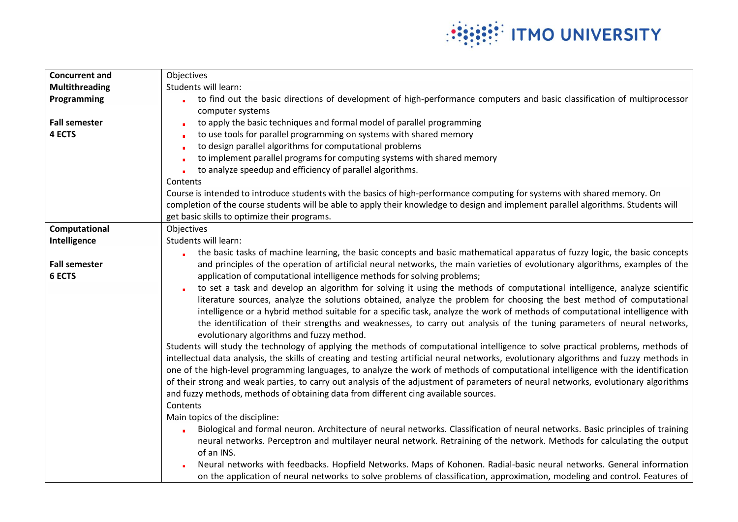| | |
|---|---|
| **Concurrent and Multithreading Programming**<br><br>**Fall semester**<br>**4 ECTS** | Objectives<br>Students will learn:<br>- to find out the basic directions of development of high-performance computers and basic classification of multiprocessor computer systems<br>- to apply the basic techniques and formal model of parallel programming<br>- to use tools for parallel programming on systems with shared memory<br>- to design parallel algorithms for computational problems<br>- to implement parallel programs for computing systems with shared memory<br>- to analyze speedup and efficiency of parallel algorithms.<br><br>Contents<br>Course is intended to introduce students with the basics of high-performance computing for systems with shared memory. On completion of the course students will be able to apply their knowledge to design and implement parallel algorithms. Students will get basic skills to optimize their programs. |
| **Computational Intelligence**<br><br>**Fall semester**<br>**6 ECTS** | Objectives<br>Students will learn:<br>- the basic tasks of machine learning, the basic concepts and basic mathematical apparatus of fuzzy logic, the basic concepts and principles of the operation of artificial neural networks, the main varieties of evolutionary algorithms, examples of the application of computational intelligence methods for solving problems;<br>- to set a task and develop an algorithm for solving it using the methods of computational intelligence, analyze scientific literature sources, analyze the solutions obtained, analyze the problem for choosing the best method of computational intelligence or a hybrid method suitable for a specific task, analyze the work of methods of computational intelligence with the identification of their strengths and weaknesses, to carry out analysis of the tuning parameters of neural networks, evolutionary algorithms and fuzzy method.<br><br>Students will study the technology of applying the methods of computational intelligence to solve practical problems, methods of intellectual data analysis, the skills of creating and testing artificial neural networks, evolutionary algorithms and fuzzy methods in one of the high-level programming languages, to analyze the work of methods of computational intelligence with the identification of their strong and weak parties, to carry out analysis of the adjustment of parameters of neural networks, evolutionary algorithms and fuzzy methods, methods of obtaining data from different cing available sources.<br><br>Contents<br>Main topics of the discipline:<br>- Biological and formal neuron. Architecture of neural networks. Classification of neural networks. Basic principles of training neural networks. Perceptron and multilayer neural network. Retraining of the network. Methods for calculating the output of an INS.<br>- Neural networks with feedbacks. Hopfield Networks. Maps of Kohonen. Radial-basic neural networks. General information on the application of neural networks to solve problems of classification, approximation, modeling and control. Features of |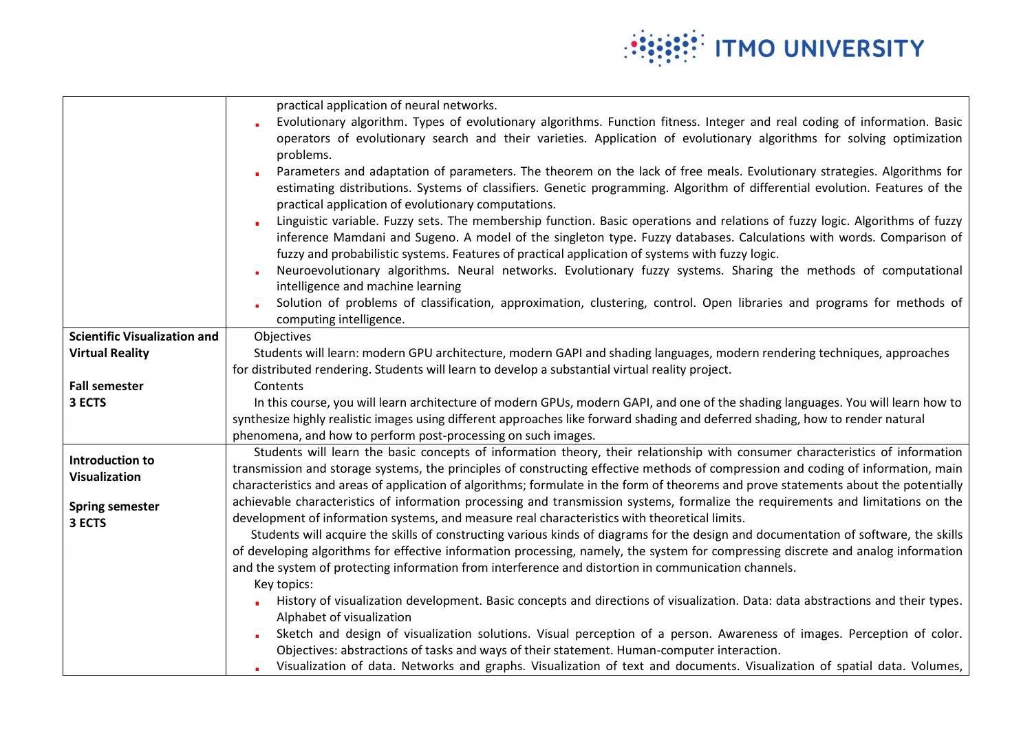| | |
|---|---|
| | practical application of neural networks.<br>- Evolutionary algorithm. Types of evolutionary algorithms. Function fitness. Integer and real coding of information. Basic operators of evolutionary search and their varieties. Application of evolutionary algorithms for solving optimization problems.<br>- Parameters and adaptation of parameters. The theorem on the lack of free meals. Evolutionary strategies. Algorithms for estimating distributions. Systems of classifiers. Genetic programming. Algorithm of differential evolution. Features of the practical application of evolutionary computations.<br>- Linguistic variable. Fuzzy sets. The membership function. Basic operations and relations of fuzzy logic. Algorithms of fuzzy inference Mamdani and Sugeno. A model of the singleton type. Fuzzy databases. Calculations with words. Comparison of fuzzy and probabilistic systems. Features of practical application of systems with fuzzy logic.<br>- Neuroevolutionary algorithms. Neural networks. Evolutionary fuzzy systems. Sharing the methods of computational intelligence and machine learning<br>- Solution of problems of classification, approximation, clustering, control. Open libraries and programs for methods of computing intelligence. |
| **Scientific Visualization and Virtual Reality**<br><br>**Fall semester**<br>**3 ECTS** | Objectives<br>Students will learn: modern GPU architecture, modern GAPI and shading languages, modern rendering techniques, approaches for distributed rendering. Students will learn to develop a substantial virtual reality project.<br>Contents<br>In this course, you will learn architecture of modern GPUs, modern GAPI, and one of the shading languages. You will learn how to synthesize highly realistic images using different approaches like forward shading and deferred shading, how to render natural phenomena, and how to perform post-processing on such images. |
| **Introduction to Visualization**<br><br>**Spring semester**<br>**3 ECTS** | Students will learn the basic concepts of information theory, their relationship with consumer characteristics of information transmission and storage systems, the principles of constructing effective methods of compression and coding of information, main characteristics and areas of application of algorithms; formulate in the form of theorems and prove statements about the potentially achievable characteristics of information processing and transmission systems, formalize the requirements and limitations on the development of information systems, and measure real characteristics with theoretical limits.<br>Students will acquire the skills of constructing various kinds of diagrams for the design and documentation of software, the skills of developing algorithms for effective information processing, namely, the system for compressing discrete and analog information and the system of protecting information from interference and distortion in communication channels.<br>Key topics:<br>- History of visualization development. Basic concepts and directions of visualization. Data: data abstractions and their types. Alphabet of visualization<br>- Sketch and design of visualization solutions. Visual perception of a person. Awareness of images. Perception of color. Objectives: abstractions of tasks and ways of their statement. Human-computer interaction.<br>- Visualization of data. Networks and graphs. Visualization of text and documents. Visualization of spatial data. Volumes, |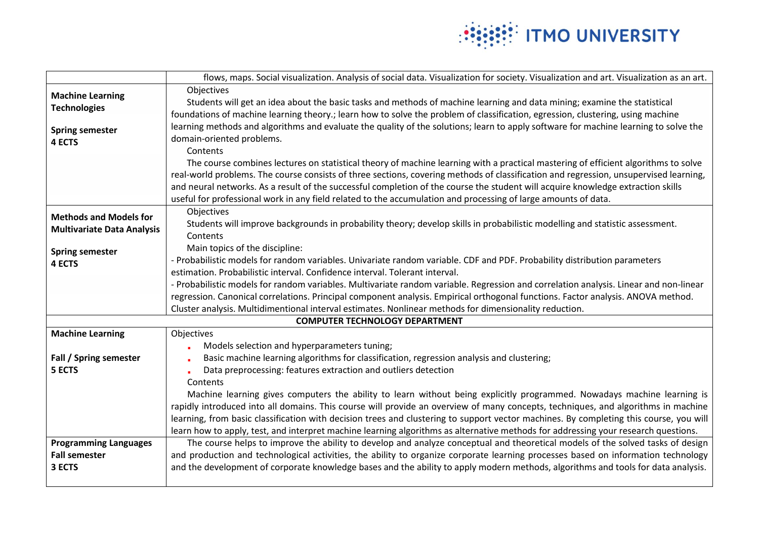| | |
|---|---|
| | flows, maps. Social visualization. Analysis of social data. Visualization for society. Visualization and art. Visualization as an art. |
| **Machine Learning Technologies**<br><br>**Spring semester**<br>**4 ECTS** | Objectives<br>Students will get an idea about the basic tasks and methods of machine learning and data mining; examine the statistical foundations of machine learning theory.; learn how to solve the problem of classification, egression, clustering, using machine learning methods and algorithms and evaluate the quality of the solutions; learn to apply software for machine learning to solve the domain-oriented problems.<br>Contents<br>The course combines lectures on statistical theory of machine learning with a practical mastering of efficient algorithms to solve real-world problems. The course consists of three sections, covering methods of classification and regression, unsupervised learning, and neural networks. As a result of the successful completion of the course the student will acquire knowledge extraction skills useful for professional work in any field related to the accumulation and processing of large amounts of data. |
| **Methods and Models for Multivariate Data Analysis**<br><br>**Spring semester**<br>**4 ECTS** | Objectives<br>Students will improve backgrounds in probability theory; develop skills in probabilistic modelling and statistic assessment.<br>Contents<br>Main topics of the discipline:<br>- Probabilistic models for random variables. Univariate random variable. CDF and PDF. Probability distribution parameters estimation. Probabilistic interval. Confidence interval. Tolerant interval.<br>- Probabilistic models for random variables. Multivariate random variable. Regression and correlation analysis. Linear and non-linear regression. Canonical correlations. Principal component analysis. Empirical orthogonal functions. Factor analysis. ANOVA method. Cluster analysis. Multidimentional interval estimates. Nonlinear methods for dimensionality reduction. |
| **COMPUTER TECHNOLOGY DEPARTMENT** | |
| **Machine Learning**<br><br>**Fall / Spring semester**<br>**5 ECTS** | Objectives<br>- Models selection and hyperparameters tuning;<br>- Basic machine learning algorithms for classification, regression analysis and clustering;<br>- Data preprocessing: features extraction and outliers detection<br>Contents<br>Machine learning gives computers the ability to learn without being explicitly programmed. Nowadays machine learning is rapidly introduced into all domains. This course will provide an overview of many concepts, techniques, and algorithms in machine learning, from basic classification with decision trees and clustering to support vector machines. By completing this course, you will learn how to apply, test, and interpret machine learning algorithms as alternative methods for addressing your research questions. |
| **Programming Languages**<br>**Fall semester**<br>**3 ECTS** | The course helps to improve the ability to develop and analyze conceptual and theoretical models of the solved tasks of design and production and technological activities, the ability to organize corporate learning processes based on information technology and the development of corporate knowledge bases and the ability to apply modern methods, algorithms and tools for data analysis. |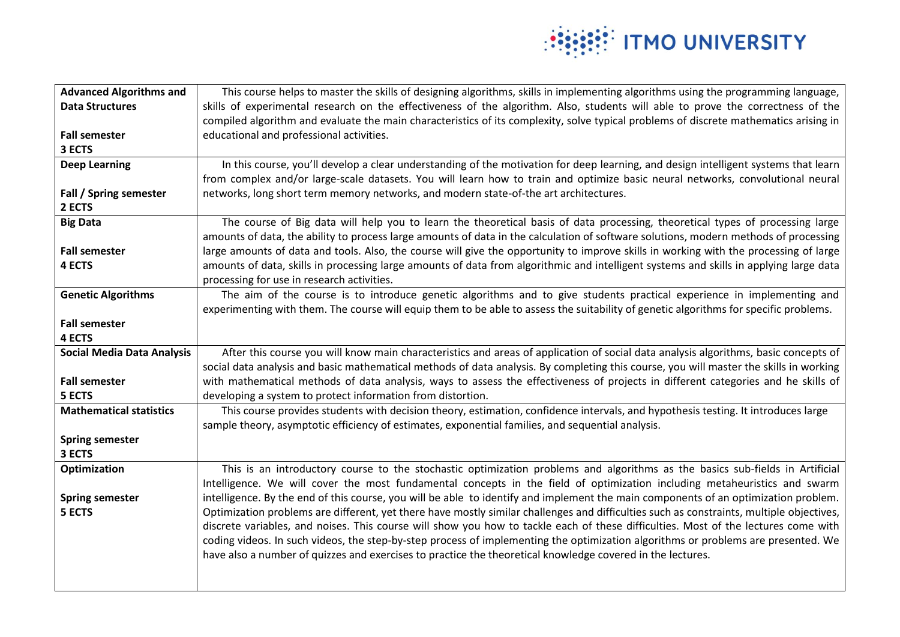| Course | Description |
| --- | --- |
| **Advanced Algorithms and Data Structures**<br><br>**Fall semester**<br>**3 ECTS** | This course helps to master the skills of designing algorithms, skills in implementing algorithms using the programming language, skills of experimental research on the effectiveness of the algorithm. Also, students will able to prove the correctness of the compiled algorithm and evaluate the main characteristics of its complexity, solve typical problems of discrete mathematics arising in educational and professional activities. |
| **Deep Learning**<br><br>**Fall / Spring semester**<br>**2 ECTS** | In this course, you'll develop a clear understanding of the motivation for deep learning, and design intelligent systems that learn from complex and/or large-scale datasets. You will learn how to train and optimize basic neural networks, convolutional neural networks, long short term memory networks, and modern state-of-the art architectures. |
| **Big Data**<br><br>**Fall semester**<br>**4 ECTS** | The course of Big data will help you to learn the theoretical basis of data processing, theoretical types of processing large amounts of data, the ability to process large amounts of data in the calculation of software solutions, modern methods of processing large amounts of data and tools. Also, the course will give the opportunity to improve skills in working with the processing of large amounts of data, skills in processing large amounts of data from algorithmic and intelligent systems and skills in applying large data processing for use in research activities. |
| **Genetic Algorithms**<br><br>**Fall semester**<br>**4 ECTS** | The aim of the course is to introduce genetic algorithms and to give students practical experience in implementing and experimenting with them. The course will equip them to be able to assess the suitability of genetic algorithms for specific problems. |
| **Social Media Data Analysis**<br><br>**Fall semester**<br>**5 ECTS** | After this course you will know main characteristics and areas of application of social data analysis algorithms, basic concepts of social data analysis and basic mathematical methods of data analysis. By completing this course, you will master the skills in working with mathematical methods of data analysis, ways to assess the effectiveness of projects in different categories and he skills of developing a system to protect information from distortion. |
| **Mathematical statistics**<br><br>**Spring semester**<br>**3 ECTS** | This course provides students with decision theory, estimation, confidence intervals, and hypothesis testing. It introduces large sample theory, asymptotic efficiency of estimates, exponential families, and sequential analysis. |
| **Optimization**<br><br>**Spring semester**<br>**5 ECTS** | This is an introductory course to the stochastic optimization problems and algorithms as the basics sub-fields in Artificial Intelligence. We will cover the most fundamental concepts in the field of optimization including metaheuristics and swarm intelligence. By the end of this course, you will be able to identify and implement the main components of an optimization problem. Optimization problems are different, yet there have mostly similar challenges and difficulties such as constraints, multiple objectives, discrete variables, and noises. This course will show you how to tackle each of these difficulties. Most of the lectures come with coding videos. In such videos, the step-by-step process of implementing the optimization algorithms or problems are presented. We have also a number of quizzes and exercises to practice the theoretical knowledge covered in the lectures. |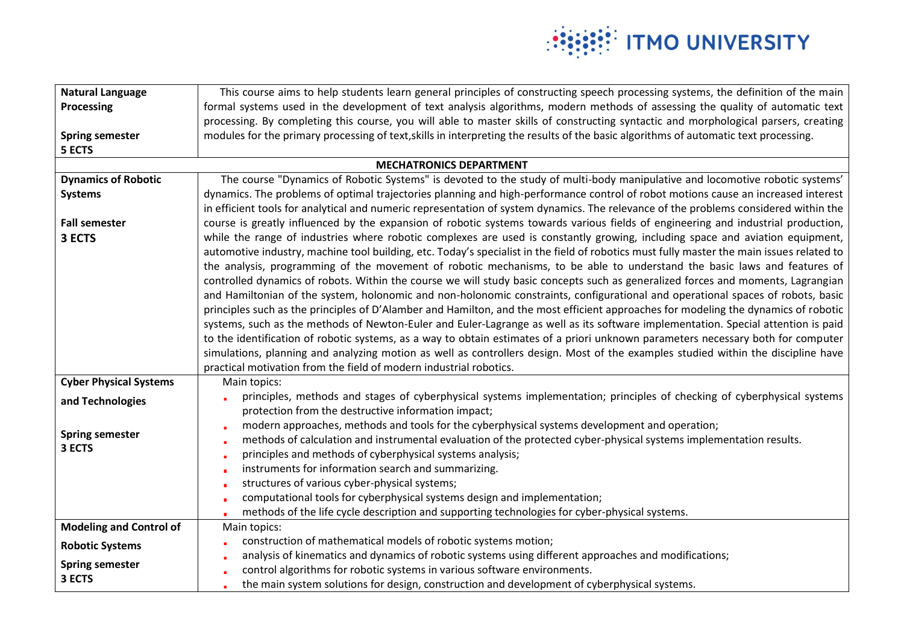| | |
|---|---|
| **Natural Language Processing**<br><br>**Spring semester**<br>**5 ECTS** | This course aims to help students learn general principles of constructing speech processing systems, the definition of the main formal systems used in the development of text analysis algorithms, modern methods of assessing the quality of automatic text processing. By completing this course, you will able to master skills of constructing syntactic and morphological parsers, creating modules for the primary processing of text,skills in interpreting the results of the basic algorithms of automatic text processing. |
| **MECHATRONICS DEPARTMENT** | |
| **Dynamics of Robotic Systems**<br><br>**Fall semester**<br>**3 ECTS** | The course "Dynamics of Robotic Systems" is devoted to the study of multi-body manipulative and locomotive robotic systems' dynamics. The problems of optimal trajectories planning and high-performance control of robot motions cause an increased interest in efficient tools for analytical and numeric representation of system dynamics. The relevance of the problems considered within the course is greatly influenced by the expansion of robotic systems towards various fields of engineering and industrial production, while the range of industries where robotic complexes are used is constantly growing, including space and aviation equipment, automotive industry, machine tool building, etc. Today's specialist in the field of robotics must fully master the main issues related to the analysis, programming of the movement of robotic mechanisms, to be able to understand the basic laws and features of controlled dynamics of robots. Within the course we will study basic concepts such as generalized forces and moments, Lagrangian and Hamiltonian of the system, holonomic and non-holonomic constraints, configurational and operational spaces of robots, basic principles such as the principles of D'Alamber and Hamilton, and the most efficient approaches for modeling the dynamics of robotic systems, such as the methods of Newton-Euler and Euler-Lagrange as well as its software implementation. Special attention is paid to the identification of robotic systems, as a way to obtain estimates of a priori unknown parameters necessary both for computer simulations, planning and analyzing motion as well as controllers design. Most of the examples studied within the discipline have practical motivation from the field of modern industrial robotics. |
| **Cyber Physical Systems and Technologies**<br><br>**Spring semester**<br>**3 ECTS** | Main topics:<br>- principles, methods and stages of cyberphysical systems implementation; principles of checking of cyberphysical systems protection from the destructive information impact;<br>- modern approaches, methods and tools for the cyberphysical systems development and operation;<br>- methods of calculation and instrumental evaluation of the protected cyber-physical systems implementation results.<br>- principles and methods of cyberphysical systems analysis;<br>- instruments for information search and summarizing.<br>- structures of various cyber-physical systems;<br>- computational tools for cyberphysical systems design and implementation;<br>- methods of the life cycle description and supporting technologies for cyber-physical systems. |
| **Modeling and Control of Robotic Systems**<br>**Spring semester**<br>**3 ECTS** | Main topics:<br>- construction of mathematical models of robotic systems motion;<br>- analysis of kinematics and dynamics of robotic systems using different approaches and modifications;<br>- control algorithms for robotic systems in various software environments.<br>- the main system solutions for design, construction and development of cyberphysical systems. |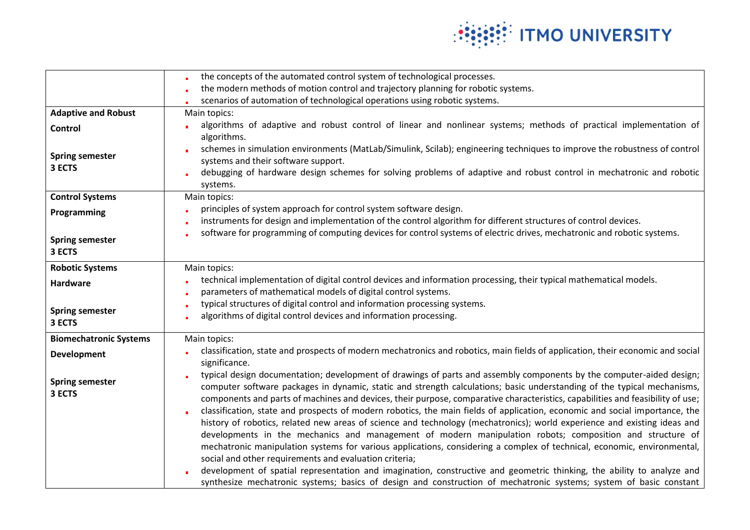| | |
|---|---|
| | ▪ the concepts of the automated control system of technological processes.<br>▪ the modern methods of motion control and trajectory planning for robotic systems.<br>▪ scenarios of automation of technological operations using robotic systems. |
| **Adaptive and Robust Control**<br><br>**Spring semester**<br>**3 ECTS** | Main topics:<br>▪ algorithms of adaptive and robust control of linear and nonlinear systems; methods of practical implementation of algorithms.<br>▪ schemes in simulation environments (MatLab/Simulink, Scilab); engineering techniques to improve the robustness of control systems and their software support.<br>▪ debugging of hardware design schemes for solving problems of adaptive and robust control in mechatronic and robotic systems. |
| **Control Systems Programming**<br><br>**Spring semester**<br>**3 ECTS** | Main topics:<br>▪ principles of system approach for control system software design.<br>▪ instruments for design and implementation of the control algorithm for different structures of control devices.<br>▪ software for programming of computing devices for control systems of electric drives, mechatronic and robotic systems. |
| **Robotic Systems Hardware**<br><br>**Spring semester**<br>**3 ECTS** | Main topics:<br>▪ technical implementation of digital control devices and information processing, their typical mathematical models.<br>▪ parameters of mathematical models of digital control systems.<br>▪ typical structures of digital control and information processing systems.<br>▪ algorithms of digital control devices and information processing. |
| **Biomechatronic Systems Development**<br><br>**Spring semester**<br>**3 ECTS** | Main topics:<br>▪ classification, state and prospects of modern mechatronics and robotics, main fields of application, their economic and social significance.<br>▪ typical design documentation; development of drawings of parts and assembly components by the computer-aided design; computer software packages in dynamic, static and strength calculations; basic understanding of the typical mechanisms, components and parts of machines and devices, their purpose, comparative characteristics, capabilities and feasibility of use;<br>▪ classification, state and prospects of modern robotics, the main fields of application, economic and social importance, the history of robotics, related new areas of science and technology (mechatronics); world experience and existing ideas and developments in the mechanics and management of modern manipulation robots; composition and structure of mechatronic manipulation systems for various applications, considering a complex of technical, economic, environmental, social and other requirements and evaluation criteria;<br>▪ development of spatial representation and imagination, constructive and geometric thinking, the ability to analyze and synthesize mechatronic systems; basics of design and construction of mechatronic systems; system of basic constant |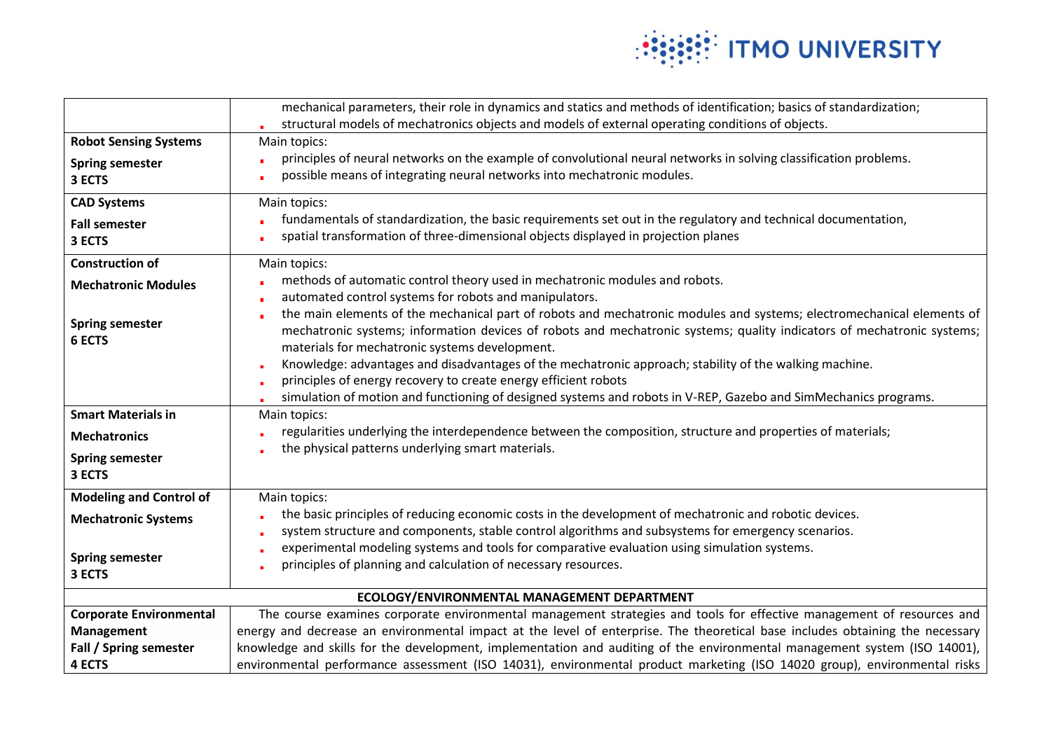| | |
|---|---|
| | mechanical parameters, their role in dynamics and statics and methods of identification; basics of standardization;<br>- structural models of mechatronics objects and models of external operating conditions of objects. |
| **Robot Sensing Systems**<br><br>**Spring semester**<br>**3 ECTS** | Main topics:<br>- principles of neural networks on the example of convolutional neural networks in solving classification problems.<br>- possible means of integrating neural networks into mechatronic modules. |
| **CAD Systems**<br><br>**Fall semester**<br>**3 ECTS** | Main topics:<br>- fundamentals of standardization, the basic requirements set out in the regulatory and technical documentation,<br>- spatial transformation of three-dimensional objects displayed in projection planes |
| **Construction of Mechatronic Modules**<br><br>**Spring semester**<br>**6 ECTS** | Main topics:<br>- methods of automatic control theory used in mechatronic modules and robots.<br>- automated control systems for robots and manipulators.<br>- the main elements of the mechanical part of robots and mechatronic modules and systems; electromechanical elements of mechatronic systems; information devices of robots and mechatronic systems; quality indicators of mechatronic systems; materials for mechatronic systems development.<br>- Knowledge: advantages and disadvantages of the mechatronic approach; stability of the walking machine.<br>- principles of energy recovery to create energy efficient robots<br>- simulation of motion and functioning of designed systems and robots in V-REP, Gazebo and SimMechanics programs. |
| **Smart Materials in Mechatronics**<br><br>**Spring semester**<br>**3 ECTS** | Main topics:<br>- regularities underlying the interdependence between the composition, structure and properties of materials;<br>- the physical patterns underlying smart materials. |
| **Modeling and Control of Mechatronic Systems**<br><br>**Spring semester**<br>**3 ECTS** | Main topics:<br>- the basic principles of reducing economic costs in the development of mechatronic and robotic devices.<br>- system structure and components, stable control algorithms and subsystems for emergency scenarios.<br>- experimental modeling systems and tools for comparative evaluation using simulation systems.<br>- principles of planning and calculation of necessary resources. |
| **ECOLOGY/ENVIRONMENTAL MANAGEMENT DEPARTMENT** | |
| **Corporate Environmental Management**<br>**Fall / Spring semester**<br>**4 ECTS** | The course examines corporate environmental management strategies and tools for effective management of resources and energy and decrease an environmental impact at the level of enterprise. The theoretical base includes obtaining the necessary knowledge and skills for the development, implementation and auditing of the environmental management system (ISO 14001), environmental performance assessment (ISO 14031), environmental product marketing (ISO 14020 group), environmental risks |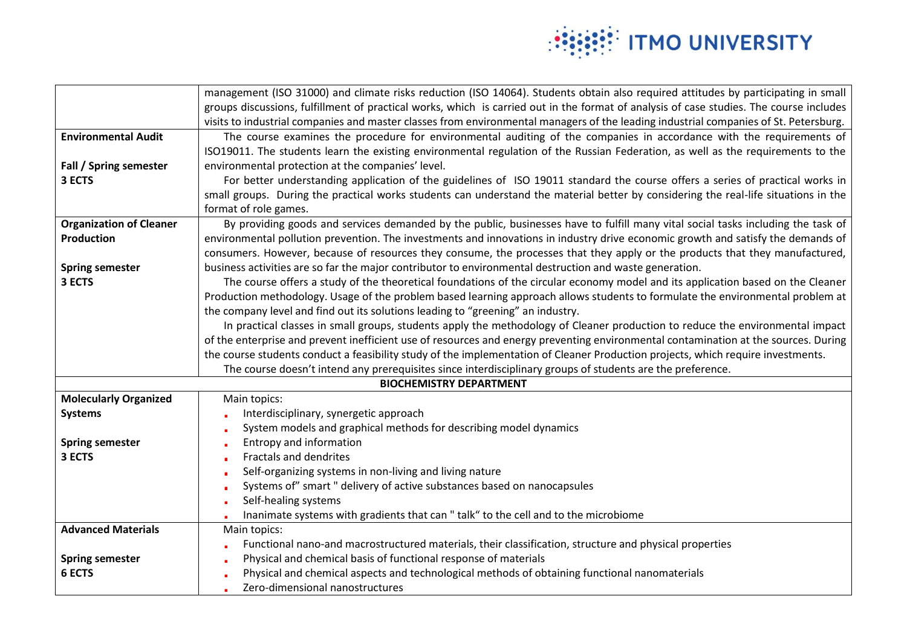| | |
|---|---|
| | management (ISO 31000) and climate risks reduction (ISO 14064). Students obtain also required attitudes by participating in small groups discussions, fulfillment of practical works, which is carried out in the format of analysis of case studies. The course includes visits to industrial companies and master classes from environmental managers of the leading industrial companies of St. Petersburg. |
| **Environmental Audit**<br><br>**Fall / Spring semester**<br>**3 ECTS** | The course examines the procedure for environmental auditing of the companies in accordance with the requirements of ISO19011. The students learn the existing environmental regulation of the Russian Federation, as well as the requirements to the environmental protection at the companies' level.<br>For better understanding application of the guidelines of ISO 19011 standard the course offers a series of practical works in small groups. During the practical works students can understand the material better by considering the real-life situations in the format of role games. |
| **Organization of Cleaner Production**<br><br>**Spring semester**<br>**3 ECTS** | By providing goods and services demanded by the public, businesses have to fulfill many vital social tasks including the task of environmental pollution prevention. The investments and innovations in industry drive economic growth and satisfy the demands of consumers. However, because of resources they consume, the processes that they apply or the products that they manufactured, business activities are so far the major contributor to environmental destruction and waste generation.<br>The course offers a study of the theoretical foundations of the circular economy model and its application based on the Cleaner Production methodology. Usage of the problem based learning approach allows students to formulate the environmental problem at the company level and find out its solutions leading to "greening" an industry.<br>In practical classes in small groups, students apply the methodology of Cleaner production to reduce the environmental impact of the enterprise and prevent inefficient use of resources and energy preventing environmental contamination at the sources. During the course students conduct a feasibility study of the implementation of Cleaner Production projects, which require investments.<br>The course doesn't intend any prerequisites since interdisciplinary groups of students are the preference. |
| **BIOCHEMISTRY DEPARTMENT** | |
| **Molecularly Organized Systems**<br><br>**Spring semester**<br>**3 ECTS** | Main topics:<br>- Interdisciplinary, synergetic approach<br>- System models and graphical methods for describing model dynamics<br>- Entropy and information<br>- Fractals and dendrites<br>- Self-organizing systems in non-living and living nature<br>- Systems of" smart " delivery of active substances based on nanocapsules<br>- Self-healing systems<br>- Inanimate systems with gradients that can " talk" to the cell and to the microbiome |
| **Advanced Materials**<br><br>**Spring semester**<br>**6 ECTS** | Main topics:<br>- Functional nano-and macrostructured materials, their classification, structure and physical properties<br>- Physical and chemical basis of functional response of materials<br>- Physical and chemical aspects and technological methods of obtaining functional nanomaterials<br>- Zero-dimensional nanostructures |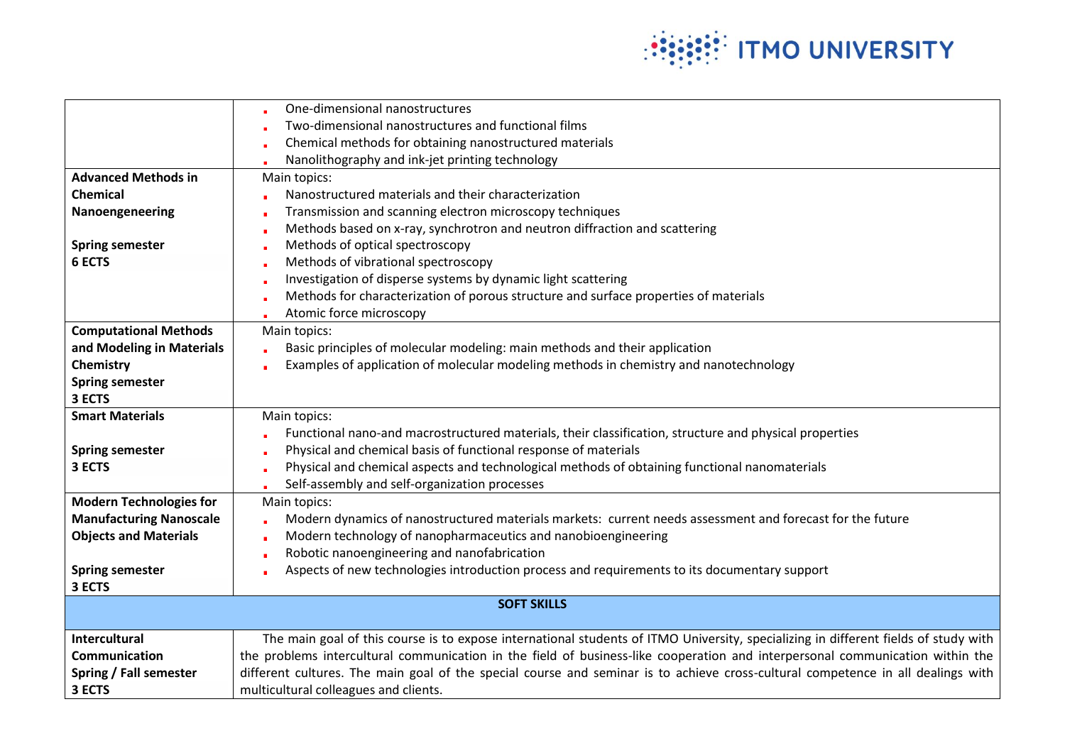| | |
|---|---|
| | - One-dimensional nanostructures<br>- Two-dimensional nanostructures and functional films<br>- Chemical methods for obtaining nanostructured materials<br>- Nanolithography and ink-jet printing technology |
| **Advanced Methods in Chemical Nanoengeneering**<br><br>**Spring semester**<br>**6 ECTS** | Main topics:<br>- Nanostructured materials and their characterization<br>- Transmission and scanning electron microscopy techniques<br>- Methods based on x-ray, synchrotron and neutron diffraction and scattering<br>- Methods of optical spectroscopy<br>- Methods of vibrational spectroscopy<br>- Investigation of disperse systems by dynamic light scattering<br>- Methods for characterization of porous structure and surface properties of materials<br>- Atomic force microscopy |
| **Computational Methods and Modeling in Materials Chemistry**<br>**Spring semester**<br>**3 ECTS** | Main topics:<br>- Basic principles of molecular modeling: main methods and their application<br>- Examples of application of molecular modeling methods in chemistry and nanotechnology |
| **Smart Materials**<br><br>**Spring semester**<br>**3 ECTS** | Main topics:<br>- Functional nano-and macrostructured materials, their classification, structure and physical properties<br>- Physical and chemical basis of functional response of materials<br>- Physical and chemical aspects and technological methods of obtaining functional nanomaterials<br>- Self-assembly and self-organization processes |
| **Modern Technologies for Manufacturing Nanoscale Objects and Materials**<br><br>**Spring semester**<br>**3 ECTS** | Main topics:<br>- Modern dynamics of nanostructured materials markets: current needs assessment and forecast for the future<br>- Modern technology of nanopharmaceutics and nanobioengineering<br>- Robotic nanoengineering and nanofabrication<br>- Aspects of new technologies introduction process and requirements to its documentary support |
| **SOFT SKILLS** | |
| **Intercultural Communication**<br>**Spring / Fall semester**<br>**3 ECTS** | The main goal of this course is to expose international students of ITMO University, specializing in different fields of study with the problems intercultural communication in the field of business-like cooperation and interpersonal communication within the different cultures. The main goal of the special course and seminar is to achieve cross-cultural competence in all dealings with multicultural colleagues and clients. |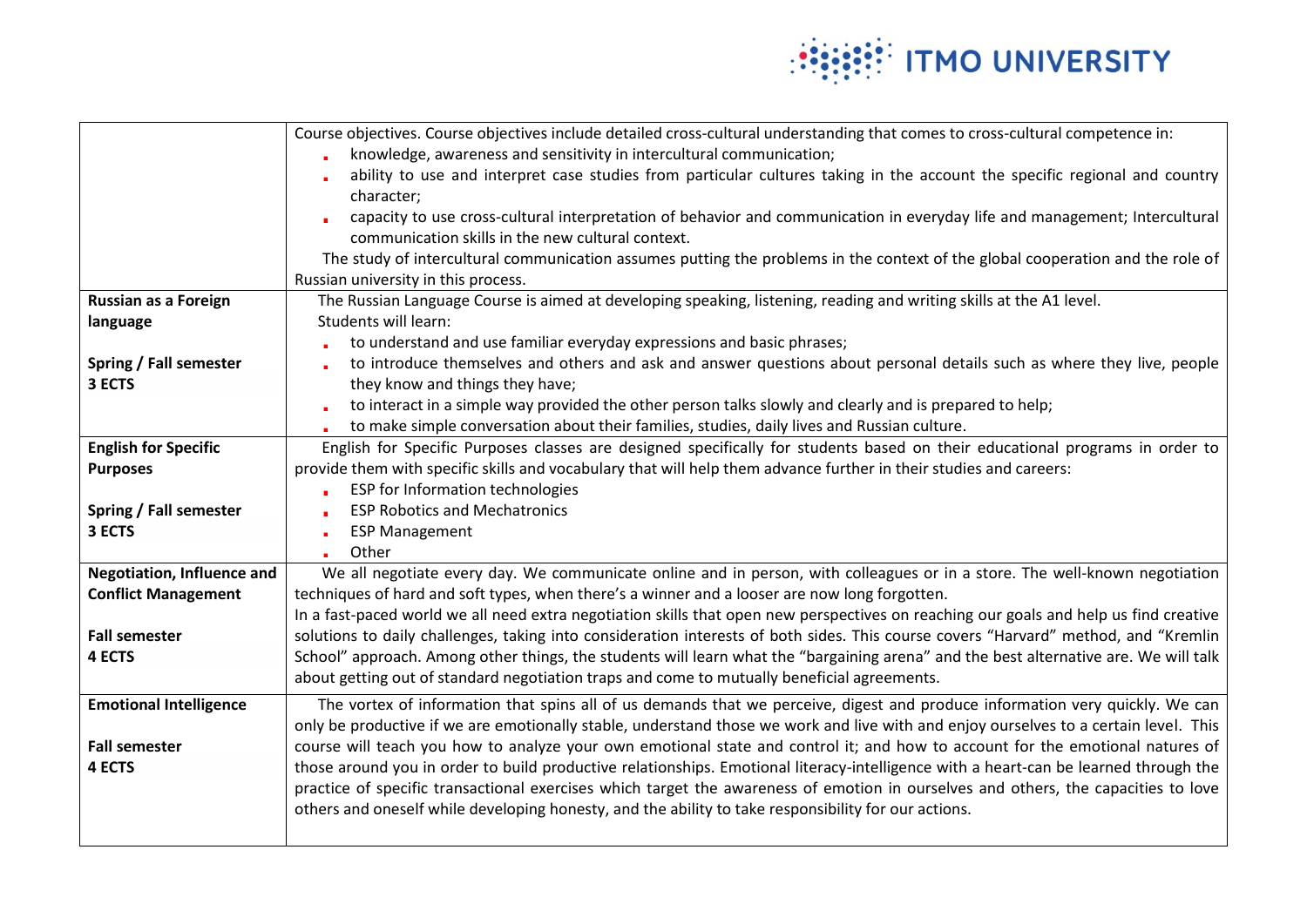| | |
|---|---|
| | Course objectives. Course objectives include detailed cross-cultural understanding that comes to cross-cultural competence in:<br>- knowledge, awareness and sensitivity in intercultural communication;<br>- ability to use and interpret case studies from particular cultures taking in the account the specific regional and country character;<br>- capacity to use cross-cultural interpretation of behavior and communication in everyday life and management; Intercultural communication skills in the new cultural context.<br>The study of intercultural communication assumes putting the problems in the context of the global cooperation and the role of Russian university in this process. |
| **Russian as a Foreign language**<br><br>**Spring / Fall semester**<br>**3 ECTS** | The Russian Language Course is aimed at developing speaking, listening, reading and writing skills at the A1 level.<br>Students will learn:<br>- to understand and use familiar everyday expressions and basic phrases;<br>- to introduce themselves and others and ask and answer questions about personal details such as where they live, people they know and things they have;<br>- to interact in a simple way provided the other person talks slowly and clearly and is prepared to help;<br>- to make simple conversation about their families, studies, daily lives and Russian culture. |
| **English for Specific Purposes**<br><br>**Spring / Fall semester**<br>**3 ECTS** | English for Specific Purposes classes are designed specifically for students based on their educational programs in order to provide them with specific skills and vocabulary that will help them advance further in their studies and careers:<br>- ESP for Information technologies<br>- ESP Robotics and Mechatronics<br>- ESP Management<br>- Other |
| **Negotiation, Influence and Conflict Management**<br><br>**Fall semester**<br>**4 ECTS** | We all negotiate every day. We communicate online and in person, with colleagues or in a store. The well-known negotiation techniques of hard and soft types, when there's a winner and a looser are now long forgotten.<br>In a fast-paced world we all need extra negotiation skills that open new perspectives on reaching our goals and help us find creative solutions to daily challenges, taking into consideration interests of both sides. This course covers "Harvard" method, and "Kremlin School" approach. Among other things, the students will learn what the "bargaining arena" and the best alternative are. We will talk about getting out of standard negotiation traps and come to mutually beneficial agreements. |
| **Emotional Intelligence**<br><br>**Fall semester**<br>**4 ECTS** | The vortex of information that spins all of us demands that we perceive, digest and produce information very quickly. We can only be productive if we are emotionally stable, understand those we work and live with and enjoy ourselves to a certain level. This course will teach you how to analyze your own emotional state and control it; and how to account for the emotional natures of those around you in order to build productive relationships. Emotional literacy-intelligence with a heart-can be learned through the practice of specific transactional exercises which target the awareness of emotion in ourselves and others, the capacities to love others and oneself while developing honesty, and the ability to take responsibility for our actions. |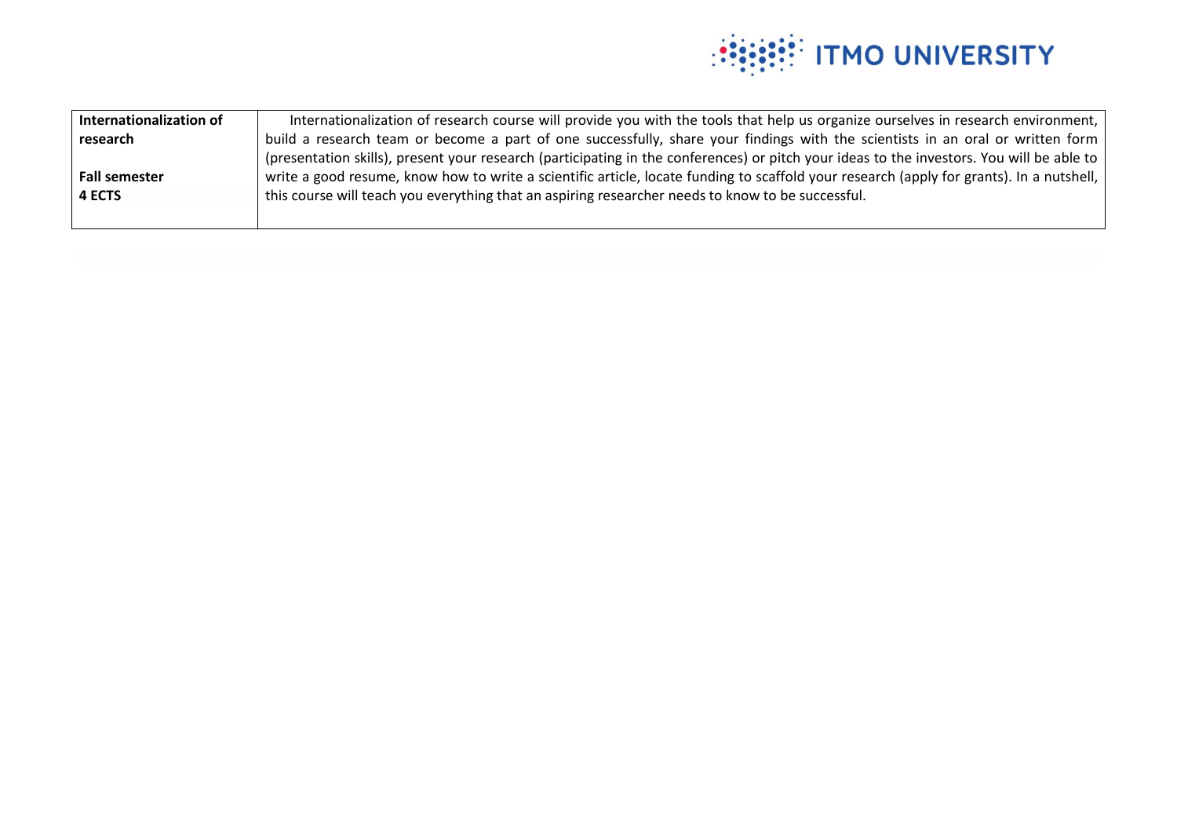| | |
|---|---|
| **Internationalization of research**<br><br>**Fall semester**<br>**4 ECTS** | Internationalization of research course will provide you with the tools that help us organize ourselves in research environment, build a research team or become a part of one successfully, share your findings with the scientists in an oral or written form (presentation skills), present your research (participating in the conferences) or pitch your ideas to the investors. You will be able to write a good resume, know how to write a scientific article, locate funding to scaffold your research (apply for grants). In a nutshell, this course will teach you everything that an aspiring researcher needs to know to be successful. |